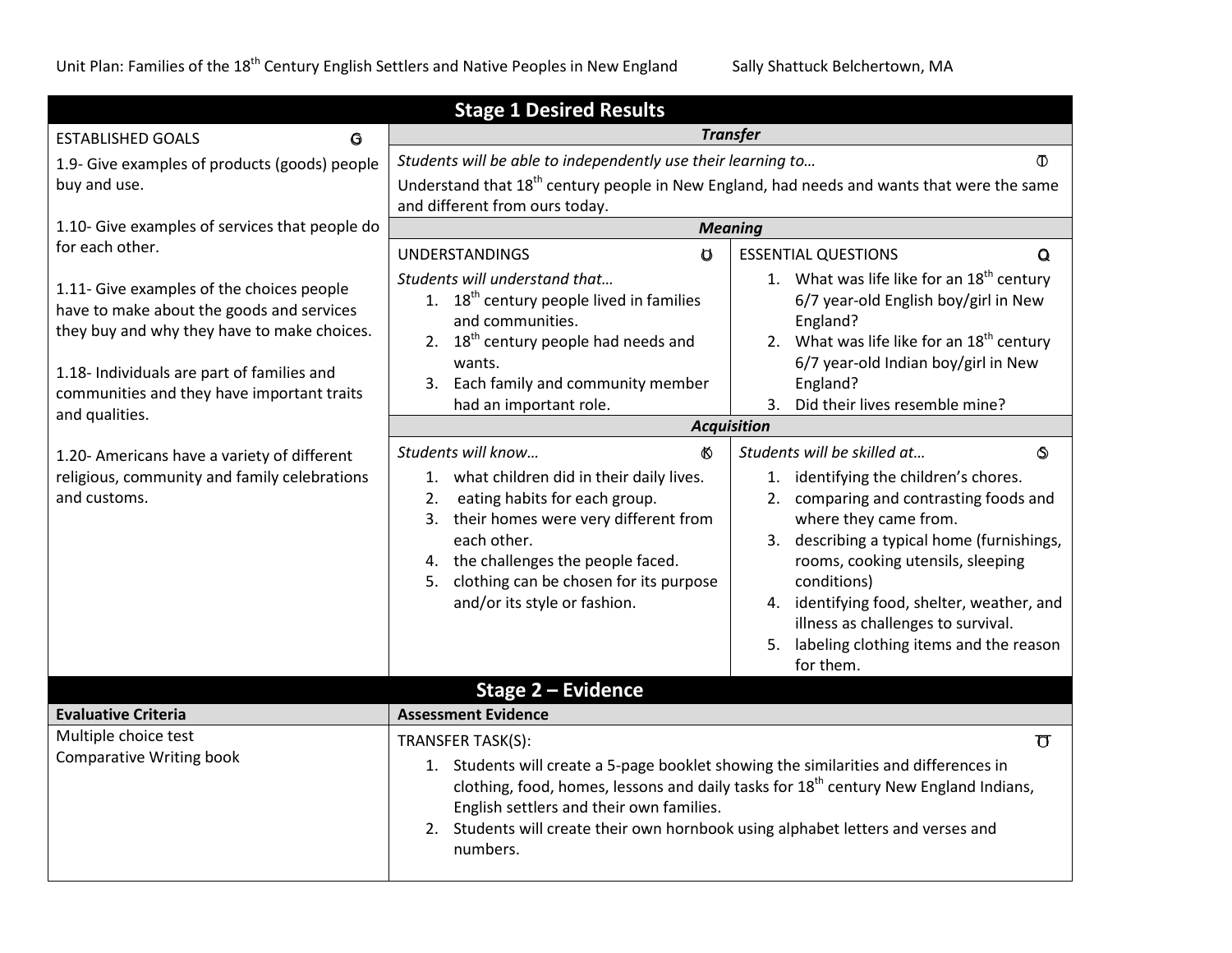Unit Plan: Families of the 18th Century English Settlers and Native Peoples in New England     Sally Shattuck Belchertown, MA

## Stage 1 Desired Results

| ESTABLISHED GOALS (G) | Transfer | |
|---|---|---|
| 1.9- Give examples of products (goods) people buy and use.<br><br>1.10- Give examples of services that people do for each other.<br><br>1.11- Give examples of the choices people have to make about the goods and services they buy and why they have to make choices.<br><br>1.18- Individuals are part of families and communities and they have important traits and qualities.<br><br>1.20- Americans have a variety of different religious, community and family celebrations and customs. | *Students will be able to independently use their learning to…* (T)<br>Understand that 18th century people in New England, had needs and wants that were the same and different from ours today. | |
| | ***Meaning*** | |
| | UNDERSTANDINGS (U)<br>*Students will understand that…*<br>1. 18th century people lived in families and communities.<br>2. 18th century people had needs and wants.<br>3. Each family and community member had an important role. | ESSENTIAL QUESTIONS (Q)<br>1. What was life like for an 18th century 6/7 year-old English boy/girl in New England?<br>2. What was life like for an 18th century 6/7 year-old Indian boy/girl in New England?<br>3. Did their lives resemble mine? |
| | ***Acquisition*** | |
| | *Students will know…* (K)<br>1. what children did in their daily lives.<br>2. eating habits for each group.<br>3. their homes were very different from each other.<br>4. the challenges the people faced.<br>5. clothing can be chosen for its purpose and/or its style or fashion. | *Students will be skilled at…* (S)<br>1. identifying the children's chores.<br>2. comparing and contrasting foods and where they came from.<br>3. describing a typical home (furnishings, rooms, cooking utensils, sleeping conditions)<br>4. identifying food, shelter, weather, and illness as challenges to survival.<br>5. labeling clothing items and the reason for them. |

## Stage 2 – Evidence

| Evaluative Criteria | Assessment Evidence |
|---|---|
| Multiple choice test<br>Comparative Writing book | TRANSFER TASK(S): (T)<br>1. Students will create a 5-page booklet showing the similarities and differences in clothing, food, homes, lessons and daily tasks for 18th century New England Indians, English settlers and their own families.<br>2. Students will create their own hornbook using alphabet letters and verses and numbers. |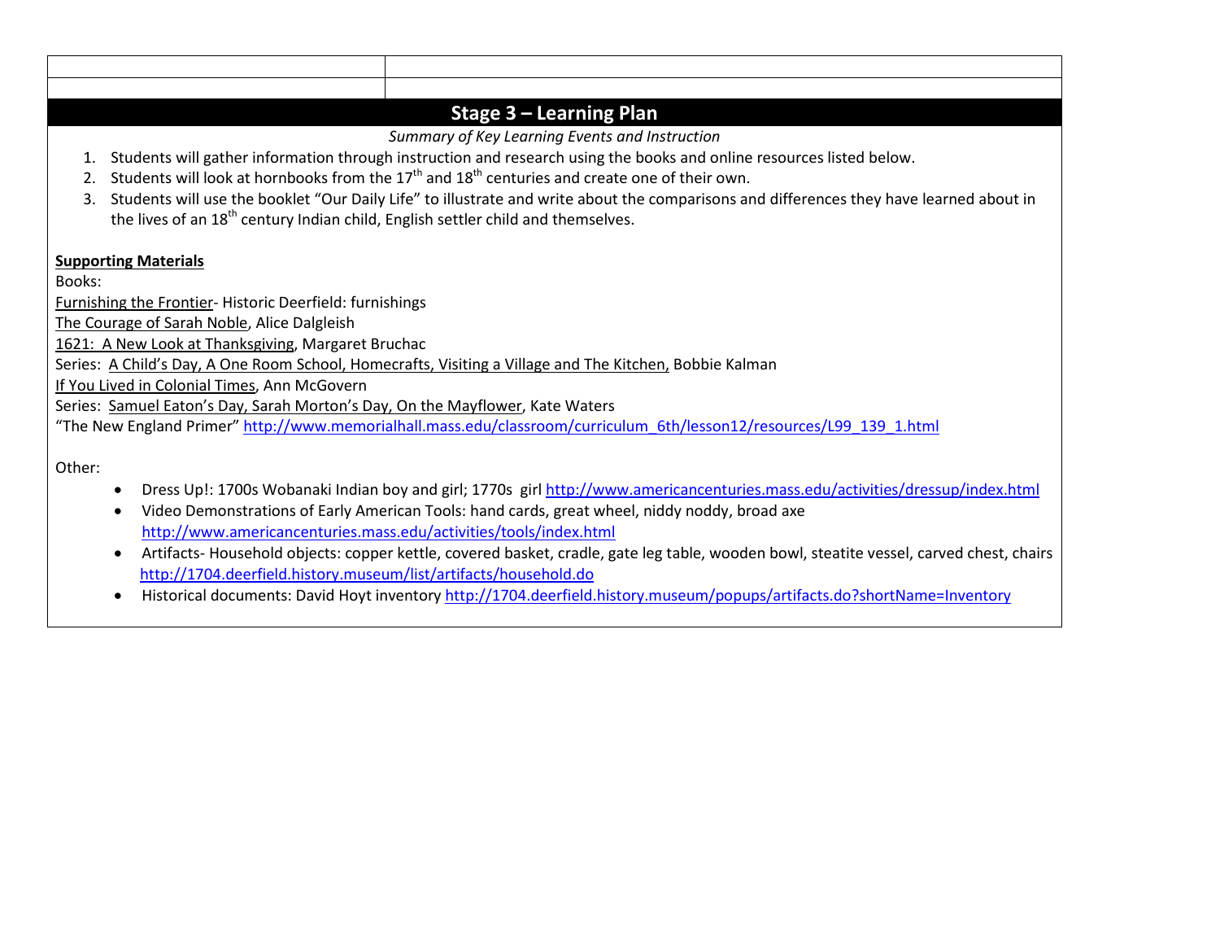## Stage 3 – Learning Plan

*Summary of Key Learning Events and Instruction*

1. Students will gather information through instruction and research using the books and online resources listed below.
2. Students will look at hornbooks from the $17^{th}$ and $18^{th}$ centuries and create one of their own.
3. Students will use the booklet "Our Daily Life" to illustrate and write about the comparisons and differences they have learned about in the lives of an $18^{th}$ century Indian child, English settler child and themselves.

**Supporting Materials**

Books:

Furnishing the Frontier- Historic Deerfield: furnishings
The Courage of Sarah Noble, Alice Dalgleish
1621: A New Look at Thanksgiving, Margaret Bruchac
Series: A Child's Day, A One Room School, Homecrafts, Visiting a Village and The Kitchen, Bobbie Kalman
If You Lived in Colonial Times, Ann McGovern
Series: Samuel Eaton's Day, Sarah Morton's Day, On the Mayflower, Kate Waters
"The New England Primer" http://www.memorialhall.mass.edu/classroom/curriculum_6th/lesson12/resources/L99_139_1.html

Other:

- Dress Up!: 1700s Wobanaki Indian boy and girl; 1770s girl http://www.americancenturies.mass.edu/activities/dressup/index.html
- Video Demonstrations of Early American Tools: hand cards, great wheel, niddy noddy, broad axe http://www.americancenturies.mass.edu/activities/tools/index.html
- Artifacts- Household objects: copper kettle, covered basket, cradle, gate leg table, wooden bowl, steatite vessel, carved chest, chairs http://1704.deerfield.history.museum/list/artifacts/household.do
- Historical documents: David Hoyt inventory http://1704.deerfield.history.museum/popups/artifacts.do?shortName=Inventory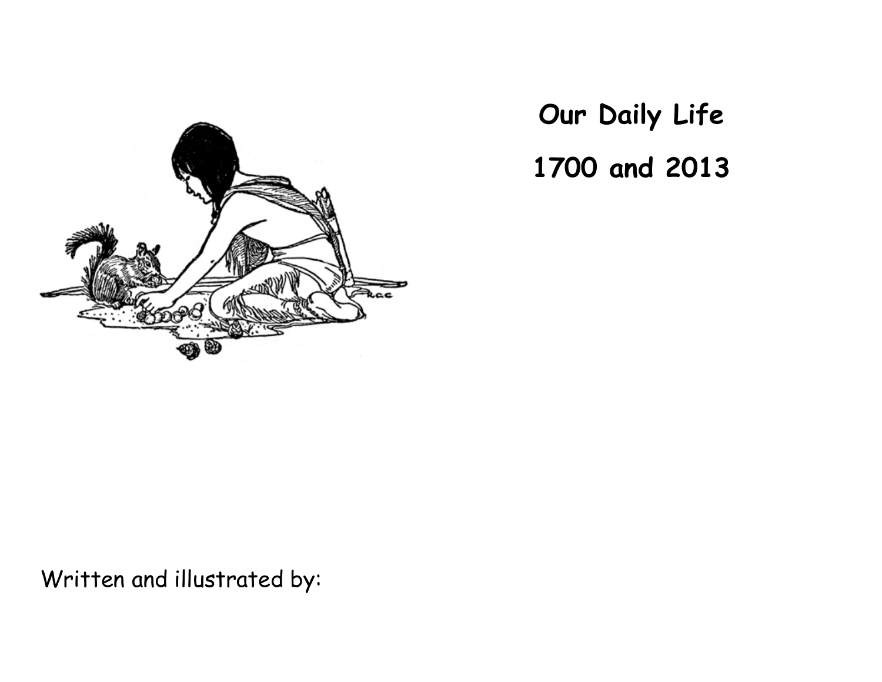# Our Daily Life

# 1700 and 2013

Written and illustrated by: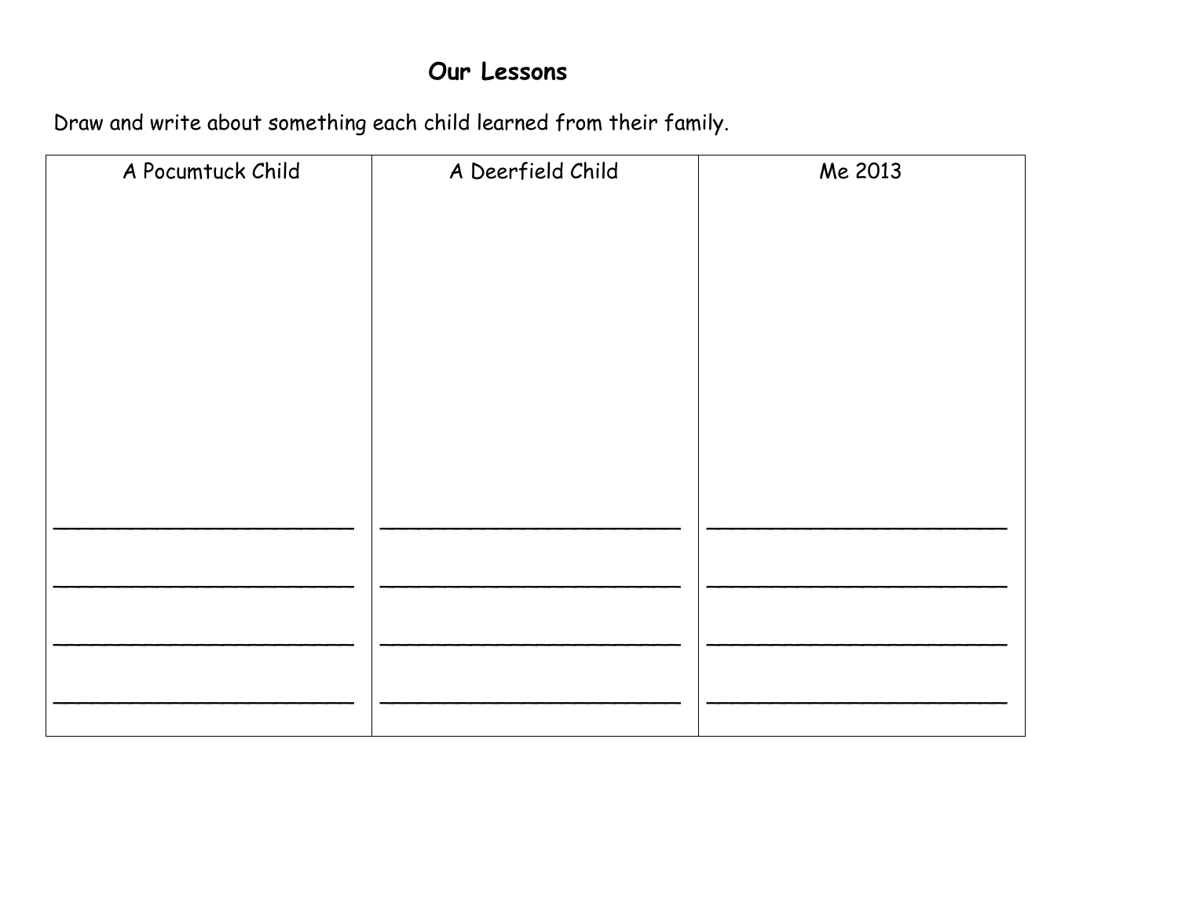## Our Lessons

Draw and write about something each child learned from their family.

| A Pocumtuck Child | A Deerfield Child | Me 2013 |
| --- | --- | --- |
| ______________________ | ______________________ | ______________________ |
| ______________________ | ______________________ | ______________________ |
| ______________________ | ______________________ | ______________________ |
| ______________________ | ______________________ | ______________________ |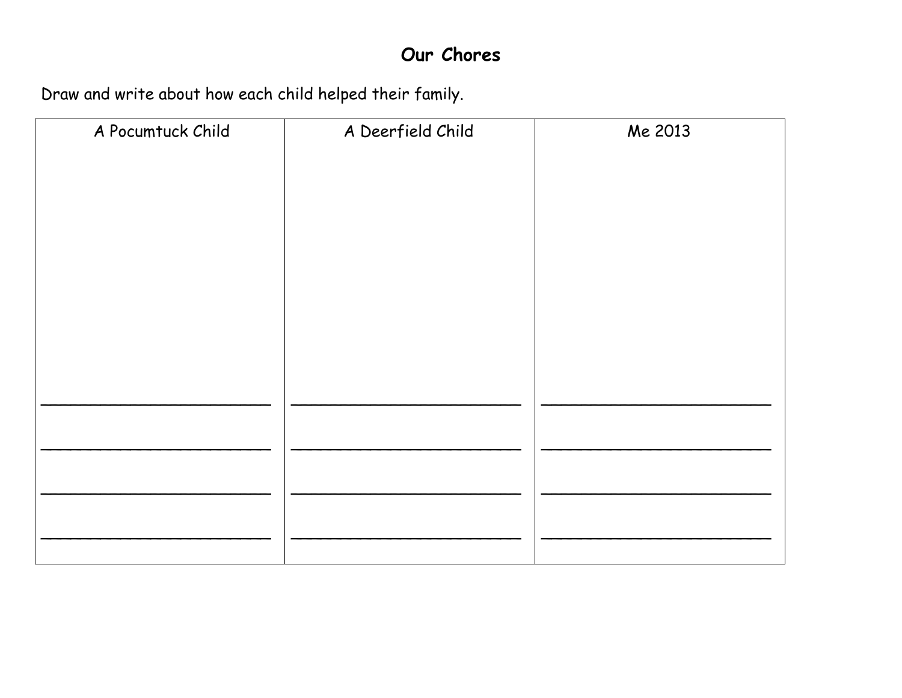# Our Chores

Draw and write about how each child helped their family.

| A Pocumtuck Child | A Deerfield Child | Me 2013 |
|---|---|---|
| | | |
| ________________________ | ________________________ | ________________________ |
| ________________________ | ________________________ | ________________________ |
| ________________________ | ________________________ | ________________________ |
| ________________________ | ________________________ | ________________________ |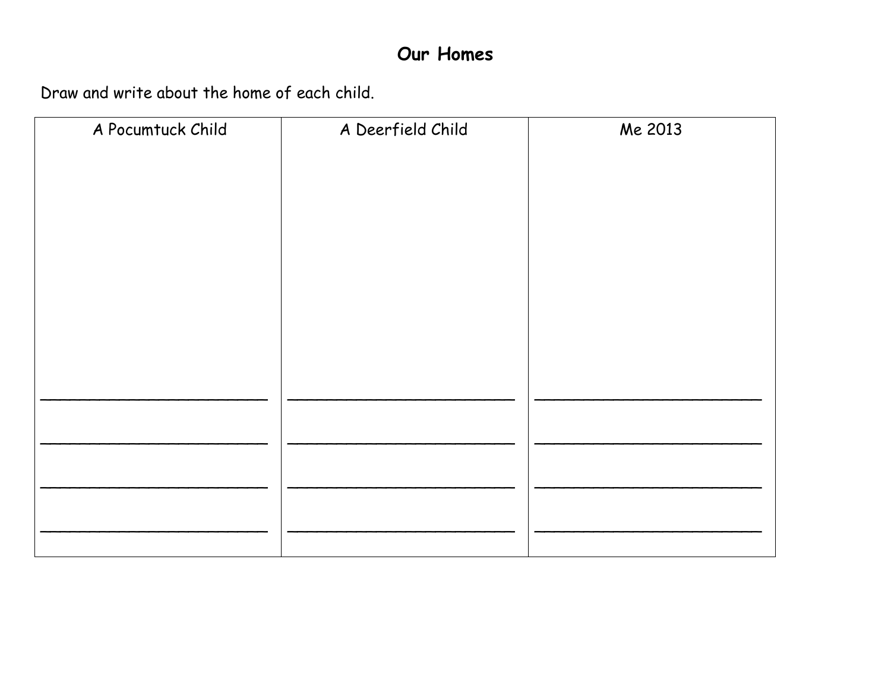# Our Homes

Draw and write about the home of each child.

| A Pocumtuck Child | A Deerfield Child | Me 2013 |
| --- | --- | --- |
| | | |
| ____________________ | ____________________ | ____________________ |
| ____________________ | ____________________ | ____________________ |
| ____________________ | ____________________ | ____________________ |
| ____________________ | ____________________ | ____________________ |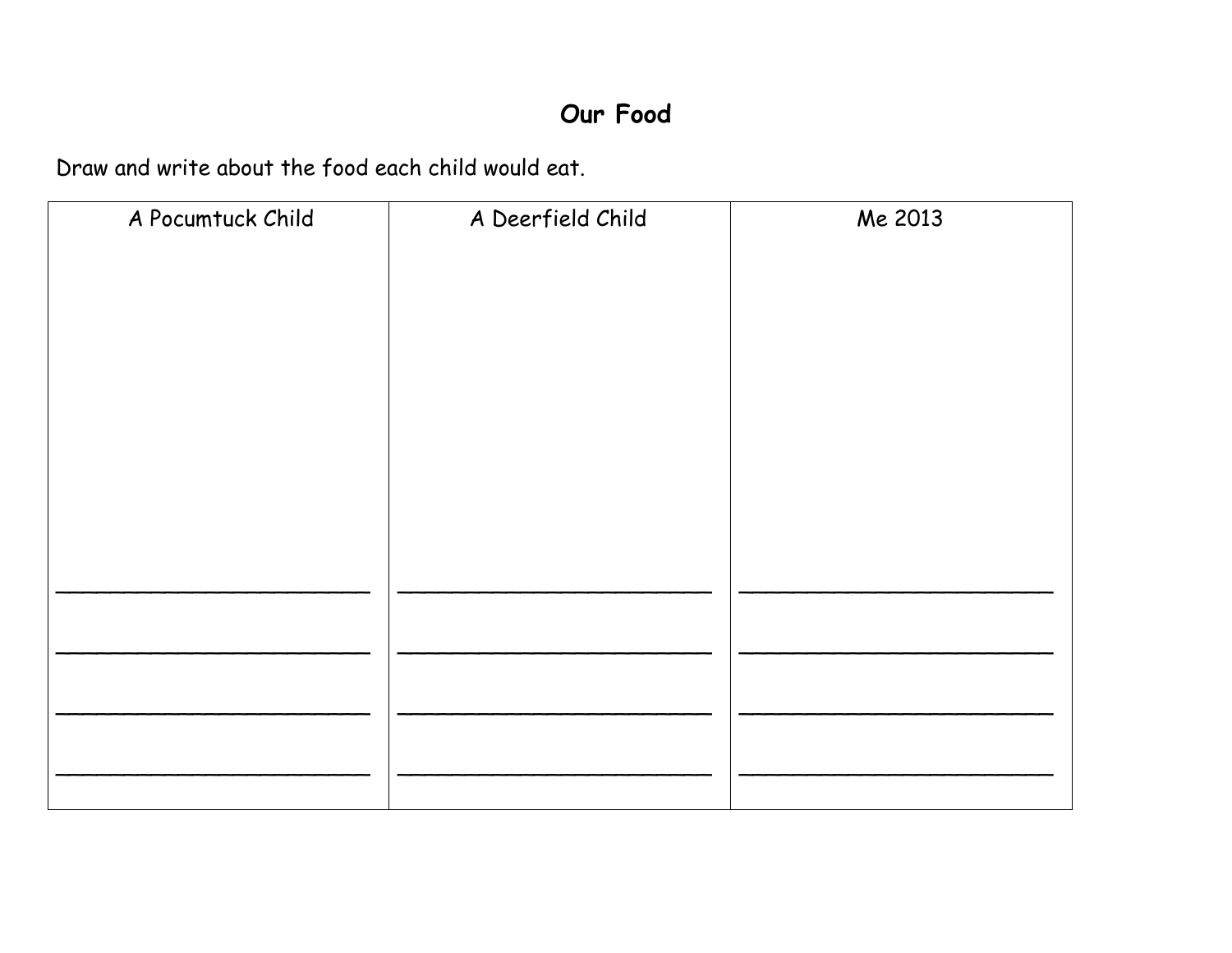## Our Food

Draw and write about the food each child would eat.

| A Pocumtuck Child | A Deerfield Child | Me 2013 |
| --- | --- | --- |
| ______________________ | ______________________ | ______________________ |
| ______________________ | ______________________ | ______________________ |
| ______________________ | ______________________ | ______________________ |
| ______________________ | ______________________ | ______________________ |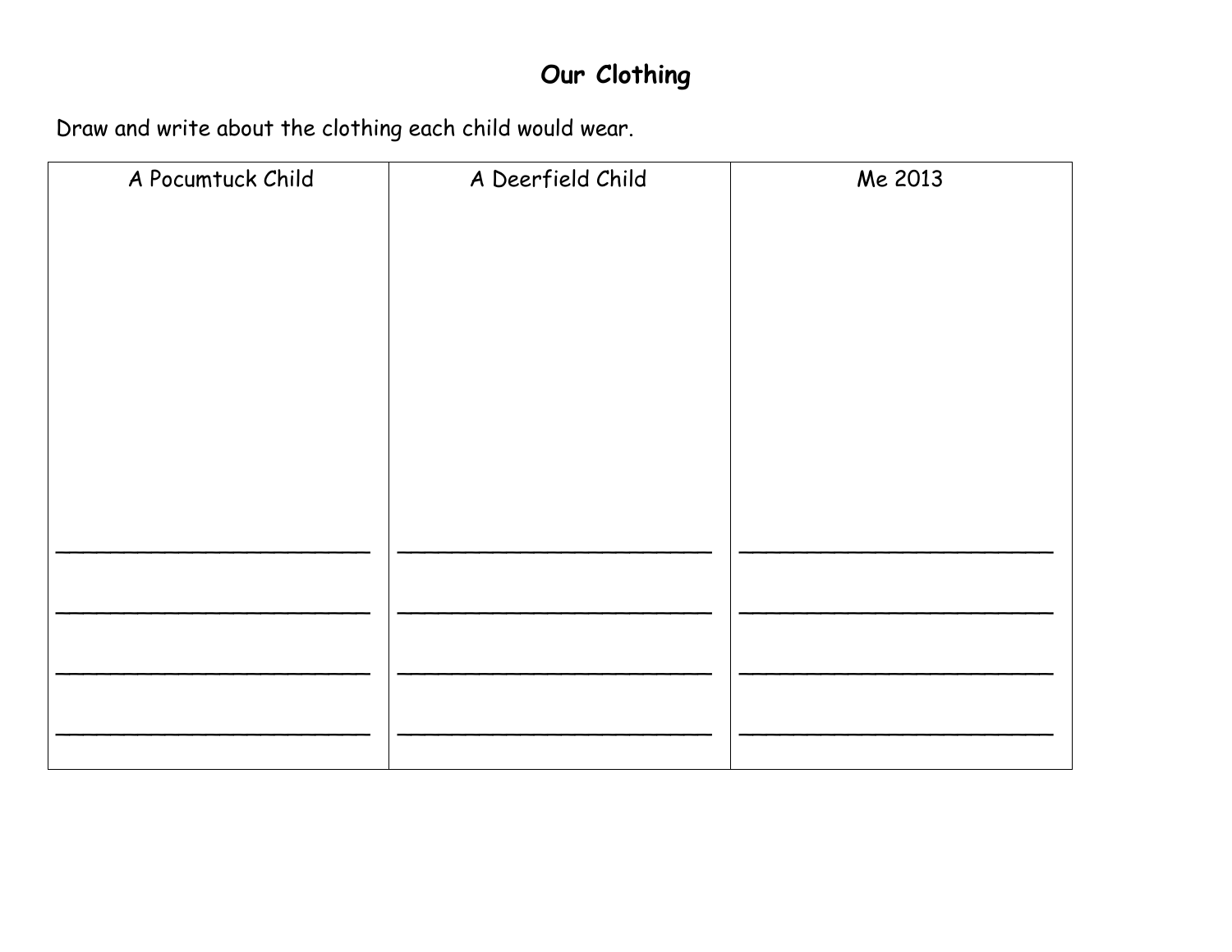# Our Clothing

Draw and write about the clothing each child would wear.

| A Pocumtuck Child | A Deerfield Child | Me 2013 |
| --- | --- | --- |
| | | |
| ______________________ | ______________________ | ______________________ |
| ______________________ | ______________________ | ______________________ |
| ______________________ | ______________________ | ______________________ |
| ______________________ | ______________________ | ______________________ |